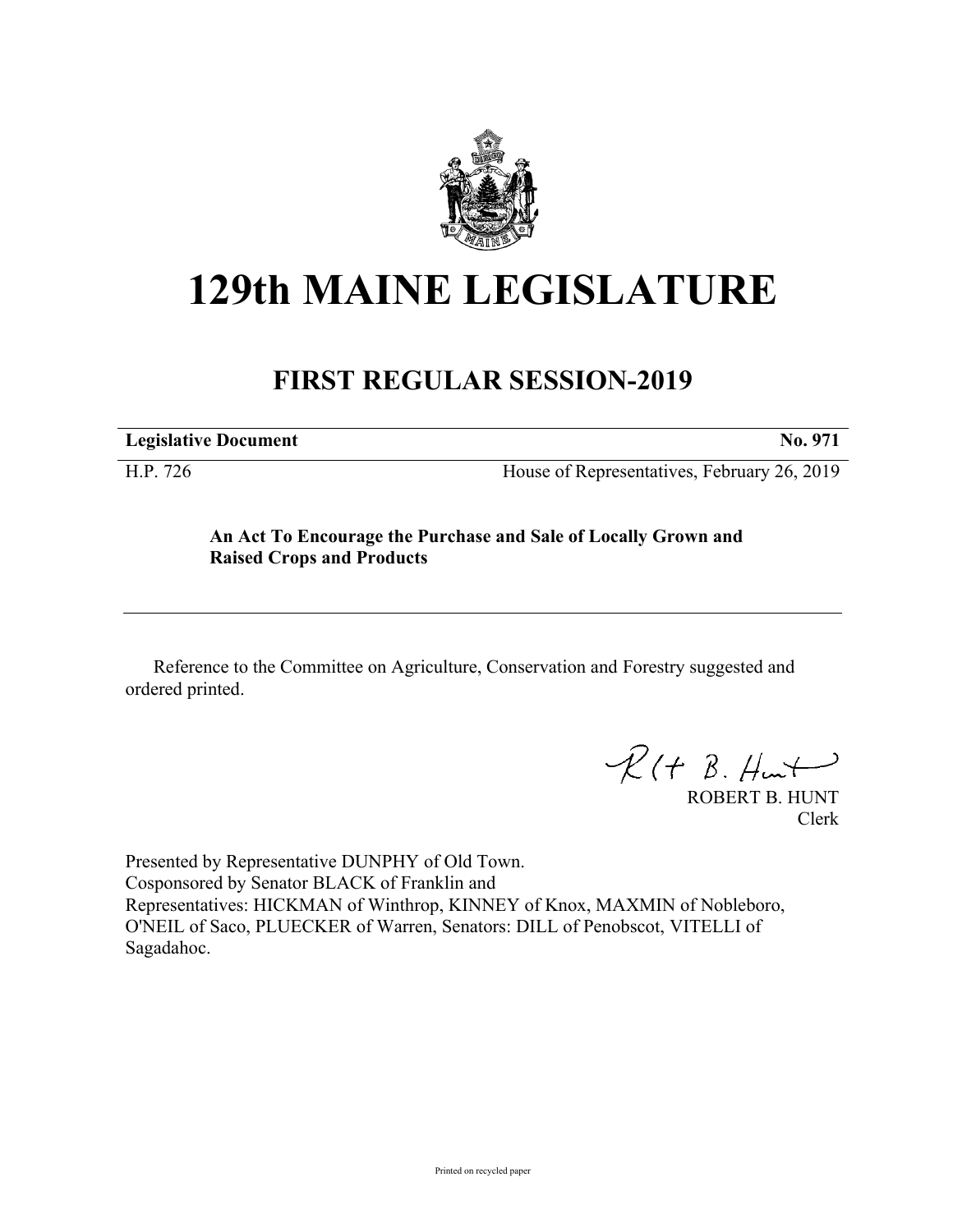# 129th MAINE LEGISLATURE

## FIRST REGULAR SESSION-2019

**Legislative Document** **No. 971**

H.P. 726 House of Representatives, February 26, 2019

**An Act To Encourage the Purchase and Sale of Locally Grown and Raised Crops and Products**

Reference to the Committee on Agriculture, Conservation and Forestry suggested and ordered printed.

ROBERT B. HUNT
Clerk

Presented by Representative DUNPHY of Old Town.
Cosponsored by Senator BLACK of Franklin and
Representatives: HICKMAN of Winthrop, KINNEY of Knox, MAXMIN of Nobleboro, O'NEIL of Saco, PLUECKER of Warren, Senators: DILL of Penobscot, VITELLI of Sagadahoc.

Printed on recycled paper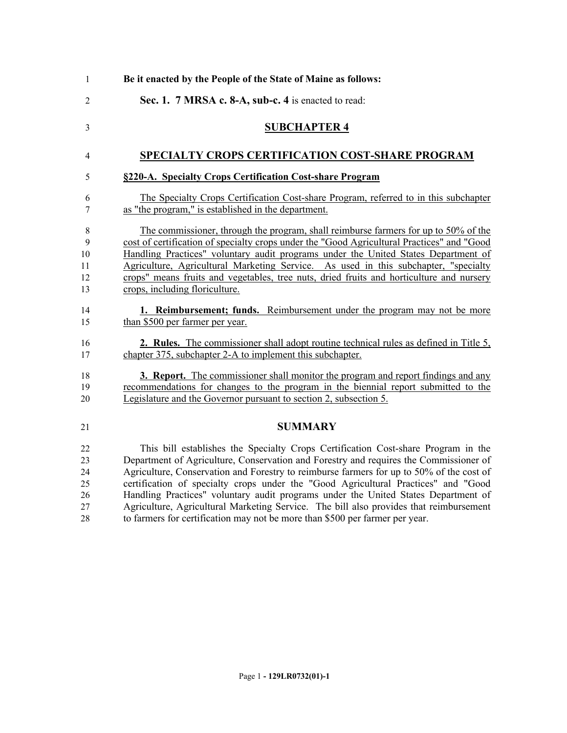**Be it enacted by the People of the State of Maine as follows:**

**Sec. 1. 7 MRSA c. 8-A, sub-c. 4** is enacted to read:

## SUBCHAPTER 4

## SPECIALTY CROPS CERTIFICATION COST-SHARE PROGRAM

### §220-A. Specialty Crops Certification Cost-share Program

The Specialty Crops Certification Cost-share Program, referred to in this subchapter as "the program," is established in the department.

The commissioner, through the program, shall reimburse farmers for up to 50% of the cost of certification of specialty crops under the "Good Agricultural Practices" and "Good Handling Practices" voluntary audit programs under the United States Department of Agriculture, Agricultural Marketing Service. As used in this subchapter, "specialty crops" means fruits and vegetables, tree nuts, dried fruits and horticulture and nursery crops, including floriculture.

**1. Reimbursement; funds.** Reimbursement under the program may not be more than $500 per farmer per year.

**2. Rules.** The commissioner shall adopt routine technical rules as defined in Title 5, chapter 375, subchapter 2-A to implement this subchapter.

**3. Report.** The commissioner shall monitor the program and report findings and any recommendations for changes to the program in the biennial report submitted to the Legislature and the Governor pursuant to section 2, subsection 5.

## SUMMARY

This bill establishes the Specialty Crops Certification Cost-share Program in the Department of Agriculture, Conservation and Forestry and requires the Commissioner of Agriculture, Conservation and Forestry to reimburse farmers for up to 50% of the cost of certification of specialty crops under the "Good Agricultural Practices" and "Good Handling Practices" voluntary audit programs under the United States Department of Agriculture, Agricultural Marketing Service. The bill also provides that reimbursement to farmers for certification may not be more than $500 per farmer per year.